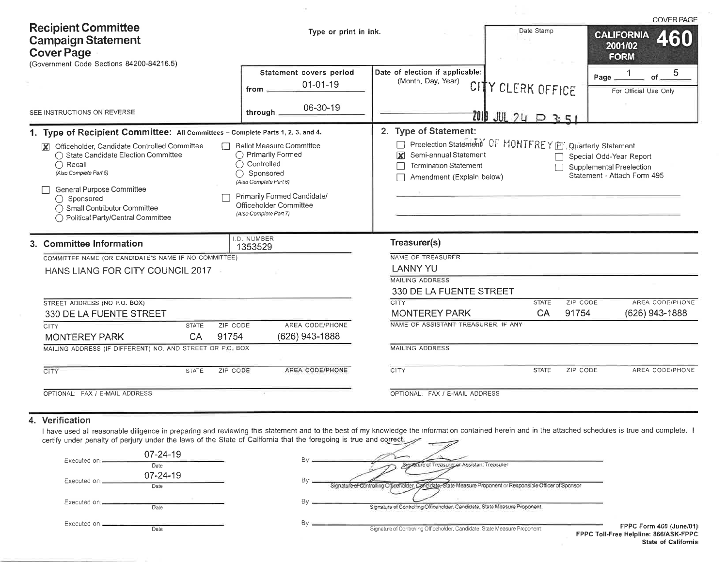# Recipient Committee Campaign Statement Cover Page

(Government Code Sections 84200-84216.5)

SEE INSTRUCTIONS ON REVERSE

Type or print in ink.

| Statement covers period | |
|---|---|
| from | 01-01-19 |
| through | 06-30-19 |

Date of election if applicable: (Month, Day, Year)

Date Stamp: CITY CLERK OFFICE 2019 JUL 24 P 3:51 CITY OF MONTEREY PK

COVER PAGE

**CALIFORNIA 460 FORM 2001/02**

For Official Use Only

## 1. Type of Recipient Committee: All Committees – Complete Parts 1, 2, 3, and 4.

- [X] Officeholder, Candidate Controlled Committee
  - ○ State Candidate Election Committee
  - ○ Recall (Also Complete Part 5)
- [ ] General Purpose Committee
  - ○ Sponsored
  - ○ Small Contributor Committee
  - ○ Political Party/Central Committee
- [ ] Ballot Measure Committee
  - ○ Primarily Formed
  - ○ Controlled
  - ○ Sponsored (Also Complete Part 6)
- [ ] Primarily Formed Candidate/Officeholder Committee (Also Complete Part 7)

## 2. Type of Statement:

- [ ] Preelection Statement
- [X] Semi-annual Statement
- [ ] Termination Statement
- [ ] Amendment (Explain below)
- [ ] Quarterly Statement
- [ ] Special Odd-Year Report
- [ ] Supplemental Preelection Statement - Attach Form 495

## 3. Committee Information

I.D. NUMBER: 1353529

COMMITTEE NAME (OR CANDIDATE'S NAME IF NO COMMITTEE): HANS LIANG FOR CITY COUNCIL 2017

STREET ADDRESS (NO P.O. BOX): 330 DE LA FUENTE STREET

| CITY | STATE | ZIP CODE | AREA CODE/PHONE |
|---|---|---|---|
| MONTEREY PARK | CA | 91754 | (626) 943-1888 |

MAILING ADDRESS (IF DIFFERENT) NO. AND STREET OR P.O. BOX

| CITY | STATE | ZIP CODE | AREA CODE/PHONE |
|---|---|---|---|
| | | | |

OPTIONAL: FAX / E-MAIL ADDRESS

### Treasurer(s)

NAME OF TREASURER: LANNY YU

MAILING ADDRESS: 330 DE LA FUENTE STREET

| CITY | STATE | ZIP CODE | AREA CODE/PHONE |
|---|---|---|---|
| MONTEREY PARK | CA | 91754 | (626) 943-1888 |

NAME OF ASSISTANT TREASURER, IF ANY

MAILING ADDRESS

| CITY | STATE | ZIP CODE | AREA CODE/PHONE |
|---|---|---|---|
| | | | |

OPTIONAL: FAX / E-MAIL ADDRESS

## 4. Verification

I have used all reasonable diligence in preparing and reviewing this statement and to the best of my knowledge the information contained herein and in the attached schedules is true and complete. I certify under penalty of perjury under the laws of the State of California that the foregoing is true and correct.

| Executed on | By |
|---|---|
| 07-24-19 (Date) | [Signature] Signature of Treasurer or Assistant Treasurer |
| 07-24-19 (Date) | [Signature] Signature of Controlling Officeholder, Candidate, State Measure Proponent or Responsible Officer of Sponsor |
| (Date) | Signature of Controlling Officeholder, Candidate, State Measure Proponent |
| (Date) | Signature of Controlling Officeholder, Candidate, State Measure Proponent |

FPPC Form 460 (June/01)
FPPC Toll-Free Helpline: 866/ASK-FPPC
State of California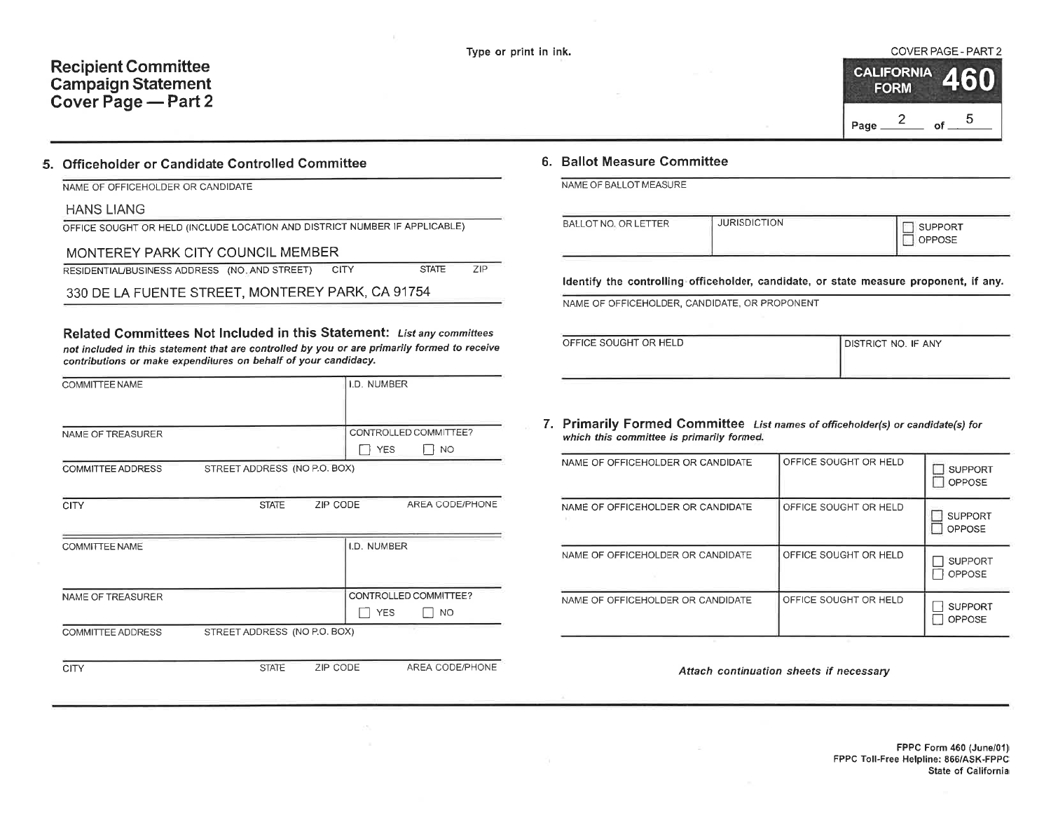# Recipient Committee Campaign Statement Cover Page — Part 2

Type or print in ink.

COVER PAGE - PART 2

**CALIFORNIA FORM 460**

Page 2 of 5

## 5. Officeholder or Candidate Controlled Committee

NAME OF OFFICEHOLDER OR CANDIDATE

HANS LIANG

OFFICE SOUGHT OR HELD (INCLUDE LOCATION AND DISTRICT NUMBER IF APPLICABLE)

MONTEREY PARK CITY COUNCIL MEMBER

RESIDENTIAL/BUSINESS ADDRESS (NO. AND STREET) CITY STATE ZIP

330 DE LA FUENTE STREET, MONTEREY PARK, CA 91754

**Related Committees Not Included in this Statement:** *List any committees not included in this statement that are controlled by you or are primarily formed to receive contributions or make expenditures on behalf of your candidacy.*

| COMMITTEE NAME | | | I.D. NUMBER |
|---|---|---|---|
| NAME OF TREASURER | | | CONTROLLED COMMITTEE? ☐ YES ☐ NO |
| COMMITTEE ADDRESS | STREET ADDRESS (NO P.O. BOX) | | |
| CITY | STATE | ZIP CODE | AREA CODE/PHONE |

| COMMITTEE NAME | | | I.D. NUMBER |
|---|---|---|---|
| NAME OF TREASURER | | | CONTROLLED COMMITTEE? ☐ YES ☐ NO |
| COMMITTEE ADDRESS | STREET ADDRESS (NO P.O. BOX) | | |
| CITY | STATE | ZIP CODE | AREA CODE/PHONE |

## 6. Ballot Measure Committee

NAME OF BALLOT MEASURE

| BALLOT NO. OR LETTER | JURISDICTION | ☐ SUPPORT ☐ OPPOSE |
|---|---|---|

**Identify the controlling officeholder, candidate, or state measure proponent, if any.**

NAME OF OFFICEHOLDER, CANDIDATE, OR PROPONENT

| OFFICE SOUGHT OR HELD | DISTRICT NO. IF ANY |
|---|---|

## 7. Primarily Formed Committee

*List names of officeholder(s) or candidate(s) for which this committee is primarily formed.*

| NAME OF OFFICEHOLDER OR CANDIDATE | OFFICE SOUGHT OR HELD | |
|---|---|---|
| | | ☐ SUPPORT ☐ OPPOSE |
| NAME OF OFFICEHOLDER OR CANDIDATE | OFFICE SOUGHT OR HELD | ☐ SUPPORT ☐ OPPOSE |
| NAME OF OFFICEHOLDER OR CANDIDATE | OFFICE SOUGHT OR HELD | ☐ SUPPORT ☐ OPPOSE |
| NAME OF OFFICEHOLDER OR CANDIDATE | OFFICE SOUGHT OR HELD | ☐ SUPPORT ☐ OPPOSE |

*Attach continuation sheets if necessary*

FPPC Form 460 (June/01)
FPPC Toll-Free Helpline: 866/ASK-FPPC
State of California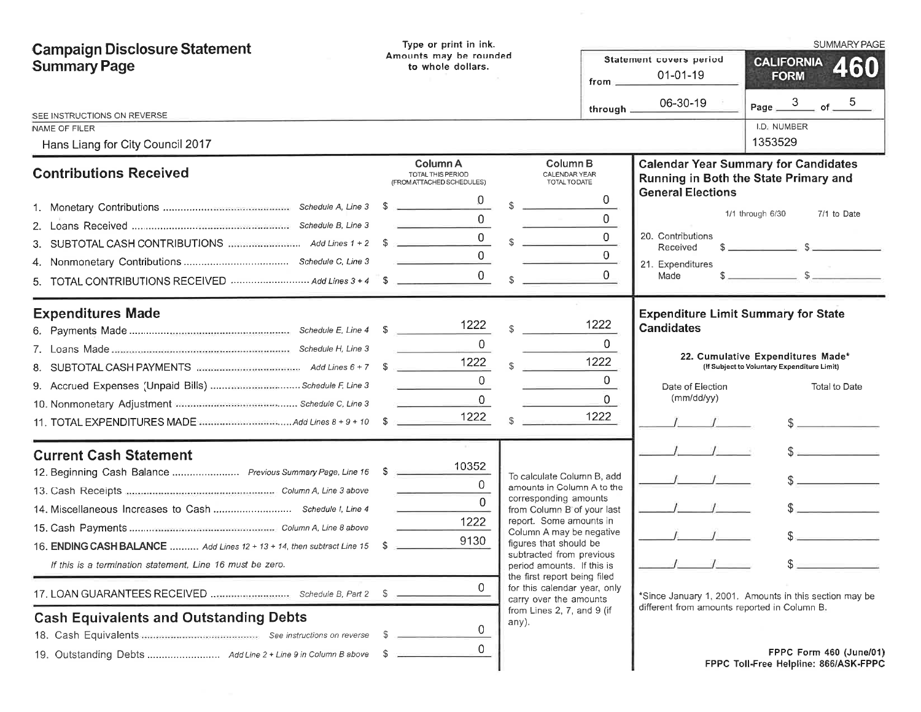# Campaign Disclosure Statement Summary Page

Type or print in ink.
Amounts may be rounded to whole dollars.

SUMMARY PAGE

**CALIFORNIA FORM 460**

Statement covers period
from 01-01-19
through 06-30-19

Page 3 of 5

SEE INSTRUCTIONS ON REVERSE

NAME OF FILER: Hans Liang for City Council 2017

I.D. NUMBER: 1353529

## Contributions Received

| | | Column A TOTAL THIS PERIOD (FROM ATTACHED SCHEDULES) | Column B CALENDAR YEAR TOTAL TO DATE |
|---|---|---|---|
| 1. Monetary Contributions | Schedule A, Line 3 | $ 0 | $ 0 |
| 2. Loans Received | Schedule B, Line 3 | 0 | 0 |
| 3. SUBTOTAL CASH CONTRIBUTIONS | Add Lines 1 + 2 | $ 0 | $ 0 |
| 4. Nonmonetary Contributions | Schedule C, Line 3 | 0 | 0 |
| 5. TOTAL CONTRIBUTIONS RECEIVED | Add Lines 3 + 4 | $ 0 | $ 0 |

## Expenditures Made

| | | Column A | Column B |
|---|---|---|---|
| 6. Payments Made | Schedule E, Line 4 | $ 1222 | $ 1222 |
| 7. Loans Made | Schedule H, Line 3 | 0 | 0 |
| 8. SUBTOTAL CASH PAYMENTS | Add Lines 6 + 7 | $ 1222 | $ 1222 |
| 9. Accrued Expenses (Unpaid Bills) | Schedule F, Line 3 | 0 | 0 |
| 10. Nonmonetary Adjustment | Schedule C, Line 3 | 0 | 0 |
| 11. TOTAL EXPENDITURES MADE | Add Lines 8 + 9 + 10 | $ 1222 | $ 1222 |

## Current Cash Statement

| | | |
|---|---|---|
| 12. Beginning Cash Balance | Previous Summary Page, Line 16 | $ 10352 |
| 13. Cash Receipts | Column A, Line 3 above | 0 |
| 14. Miscellaneous Increases to Cash | Schedule I, Line 4 | 0 |
| 15. Cash Payments | Column A, Line 8 above | 1222 |
| 16. **ENDING CASH BALANCE** | Add Lines 12 + 13 + 14, then subtract Line 15 | $ 9130 |

*If this is a termination statement, Line 16 must be zero.*

| | | |
|---|---|---|
| 17. LOAN GUARANTEES RECEIVED | Schedule B, Part 2 | $ 0 |

To calculate Column B, add amounts in Column A to the corresponding amounts from Column B of your last report. Some amounts in Column A may be negative figures that should be subtracted from previous period amounts. If this is the first report being filed for this calendar year, only carry over the amounts from Lines 2, 7, and 9 (if any).

## Cash Equivalents and Outstanding Debts

| | | |
|---|---|---|
| 18. Cash Equivalents | See instructions on reverse | $ 0 |
| 19. Outstanding Debts | Add Line 2 + Line 9 in Column B above | $ 0 |

## Calendar Year Summary for Candidates Running in Both the State Primary and General Elections

| | 1/1 through 6/30 | 7/1 to Date |
|---|---|---|
| 20. Contributions Received | $ | $ |
| 21. Expenditures Made | $ | $ |

## Expenditure Limit Summary for State Candidates

**22. Cumulative Expenditures Made*** (If Subject to Voluntary Expenditure Limit)

| Date of Election (mm/dd/yy) | Total to Date |
|---|---|
| / / | $ |
| / / | $ |
| / / | $ |
| / / | $ |
| / / | $ |
| / / | $ |

*Since January 1, 2001. Amounts in this section may be different from amounts reported in Column B.

FPPC Form 460 (June/01)
FPPC Toll-Free Helpline: 866/ASK-FPPC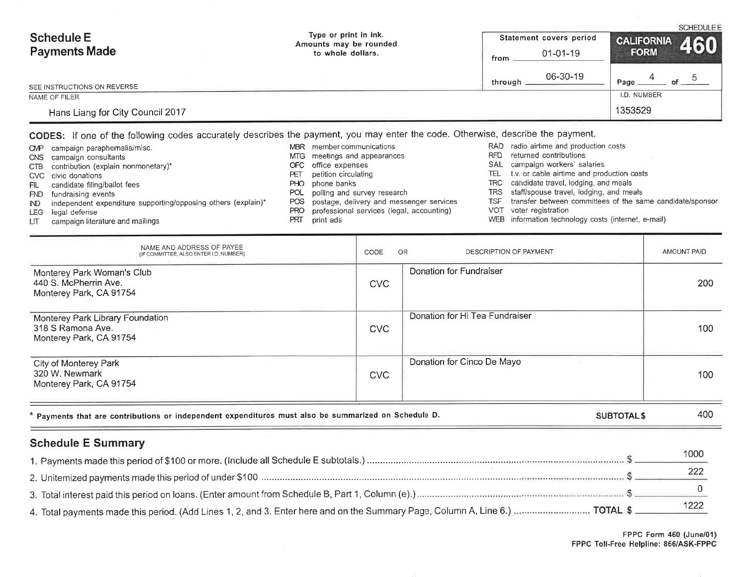# Schedule E
## Payments Made

SEE INSTRUCTIONS ON REVERSE

Type or print in ink.
Amounts may be rounded to whole dollars.

Statement covers period
from 01-01-19
through 06-30-19

SCHEDULE E
**CALIFORNIA FORM 460**

NAME OF FILER
Hans Liang for City Council 2017

I.D. NUMBER
1353529

**CODES:** If one of the following codes accurately describes the payment, you may enter the code. Otherwise, describe the payment.

- CMP campaign paraphernalia/misc.
- CNS campaign consultants
- CTB contribution (explain nonmonetary)*
- CVC civic donations
- FIL candidate filing/ballot fees
- FND fundraising events
- IND independent expenditure supporting/opposing others (explain)*
- LEG legal defense
- LIT campaign literature and mailings
- MBR member communications
- MTG meetings and appearances
- OFC office expenses
- PET petition circulating
- PHO phone banks
- POL polling and survey research
- POS postage, delivery and messenger services
- PRO professional services (legal, accounting)
- PRT print ads
- RAD radio airtime and production costs
- RFD returned contributions
- SAL campaign workers' salaries
- TEL t.v. or cable airtime and production costs
- TRC candidate travel, lodging, and meals
- TRS staff/spouse travel, lodging, and meals
- TSF transfer between committees of the same candidate/sponsor
- VOT voter registration
- WEB information technology costs (internet, e-mail)

| NAME AND ADDRESS OF PAYEE (IF COMMITTEE, ALSO ENTER I.D. NUMBER) | CODE | OR DESCRIPTION OF PAYMENT | AMOUNT PAID |
|---|---|---|---|
| Monterey Park Woman's Club<br>440 S. McPherrin Ave.<br>Monterey Park, CA 91754 | CVC | Donation for Fundraiser | 200 |
| Monterey Park Library Foundation<br>318 S Ramona Ave.<br>Monterey Park, CA 91754 | CVC | Donation for Hi Tea Fundraiser | 100 |
| City of Monterey Park<br>320 W. Newmark<br>Monterey Park, CA 91754 | CVC | Donation for Cinco De Mayo | 100 |

\* Payments that are contributions or independent expenditures must also be summarized on Schedule D.

**SUBTOTAL $** 400

## Schedule E Summary

1. Payments made this period of $100 or more. (Include all Schedule E subtotals.) $ 1000
2. Unitemized payments made this period of under $100 $ 222
3. Total interest paid this period on loans. (Enter amount from Schedule B, Part 1, Column (e).) $ 0
4. Total payments made this period. (Add Lines 1, 2, and 3. Enter here and on the Summary Page, Column A, Line 6.) **TOTAL $** 1222

FPPC Form 460 (June/01)
FPPC Toll-Free Helpline: 866/ASK-FPPC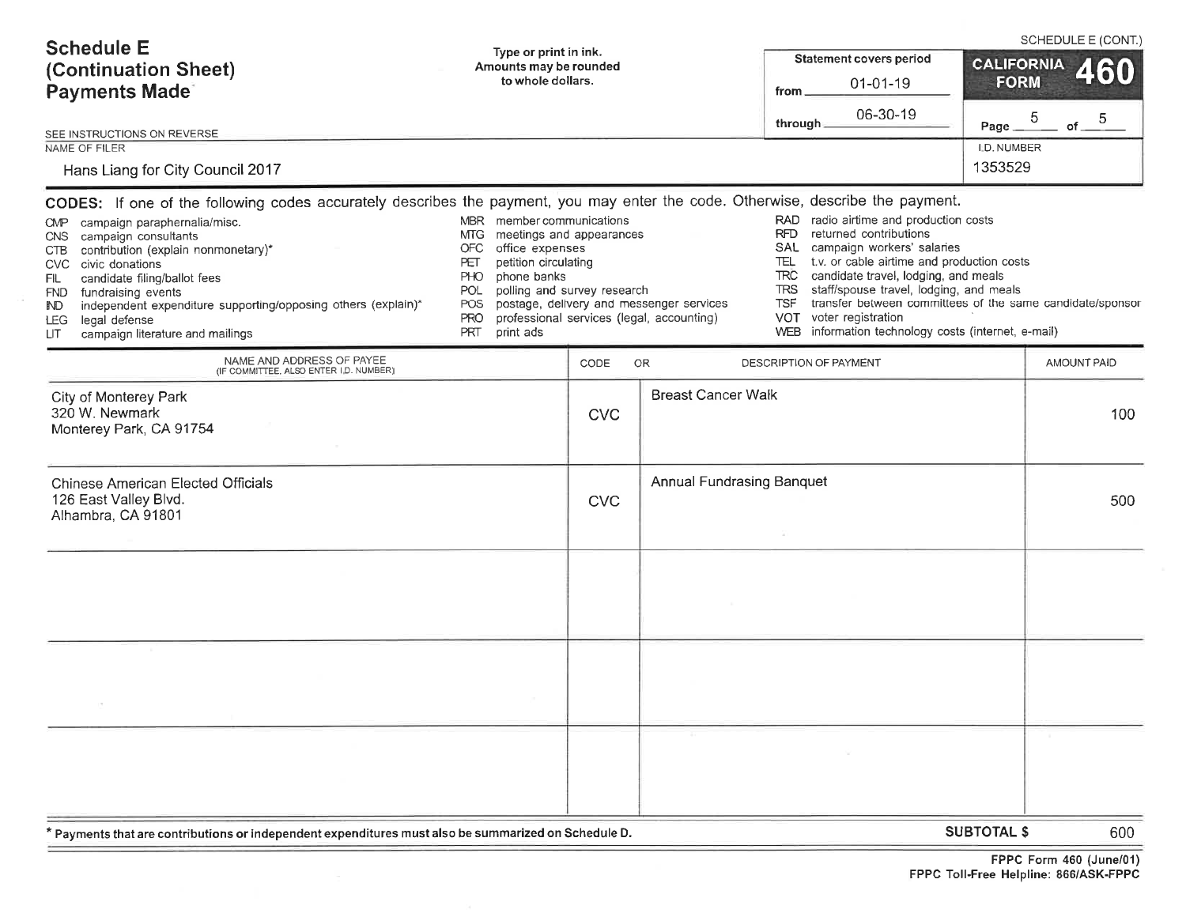# Schedule E (Continuation Sheet) Payments Made

SCHEDULE E (CONT.)

Type or print in ink.
Amounts may be rounded to whole dollars.

Statement covers period
from 01-01-19
through 06-30-19

CALIFORNIA FORM 460

SEE INSTRUCTIONS ON REVERSE

NAME OF FILER: Hans Liang for City Council 2017

I.D. NUMBER: 1353529

**CODES:** If one of the following codes accurately describes the payment, you may enter the code. Otherwise, describe the payment.

- CMP campaign paraphernalia/misc.
- CNS campaign consultants
- CTB contribution (explain nonmonetary)*
- CVC civic donations
- FIL candidate filing/ballot fees
- FND fundraising events
- IND independent expenditure supporting/opposing others (explain)*
- LEG legal defense
- LIT campaign literature and mailings
- MBR member communications
- MTG meetings and appearances
- OFC office expenses
- PET petition circulating
- PHO phone banks
- POL polling and survey research
- POS postage, delivery and messenger services
- PRO professional services (legal, accounting)
- PRT print ads
- RAD radio airtime and production costs
- RFD returned contributions
- SAL campaign workers' salaries
- TEL t.v. or cable airtime and production costs
- TRC candidate travel, lodging, and meals
- TRS staff/spouse travel, lodging, and meals
- TSF transfer between committees of the same candidate/sponsor
- VOT voter registration
- WEB information technology costs (internet, e-mail)

| NAME AND ADDRESS OF PAYEE (IF COMMITTEE, ALSO ENTER I.D. NUMBER) | CODE | OR DESCRIPTION OF PAYMENT | AMOUNT PAID |
|---|---|---|---|
| City of Monterey Park<br>320 W. Newmark<br>Monterey Park, CA 91754 | CVC | Breast Cancer Walk | 100 |
| Chinese American Elected Officials<br>126 East Valley Blvd.<br>Alhambra, CA 91801 | CVC | Annual Fundrasing Banquet | 500 |
| | | | |
| | | | |
| | | | |

\* Payments that are contributions or independent expenditures must also be summarized on Schedule D.

**SUBTOTAL $** 600

FPPC Form 460 (June/01)
FPPC Toll-Free Helpline: 866/ASK-FPPC